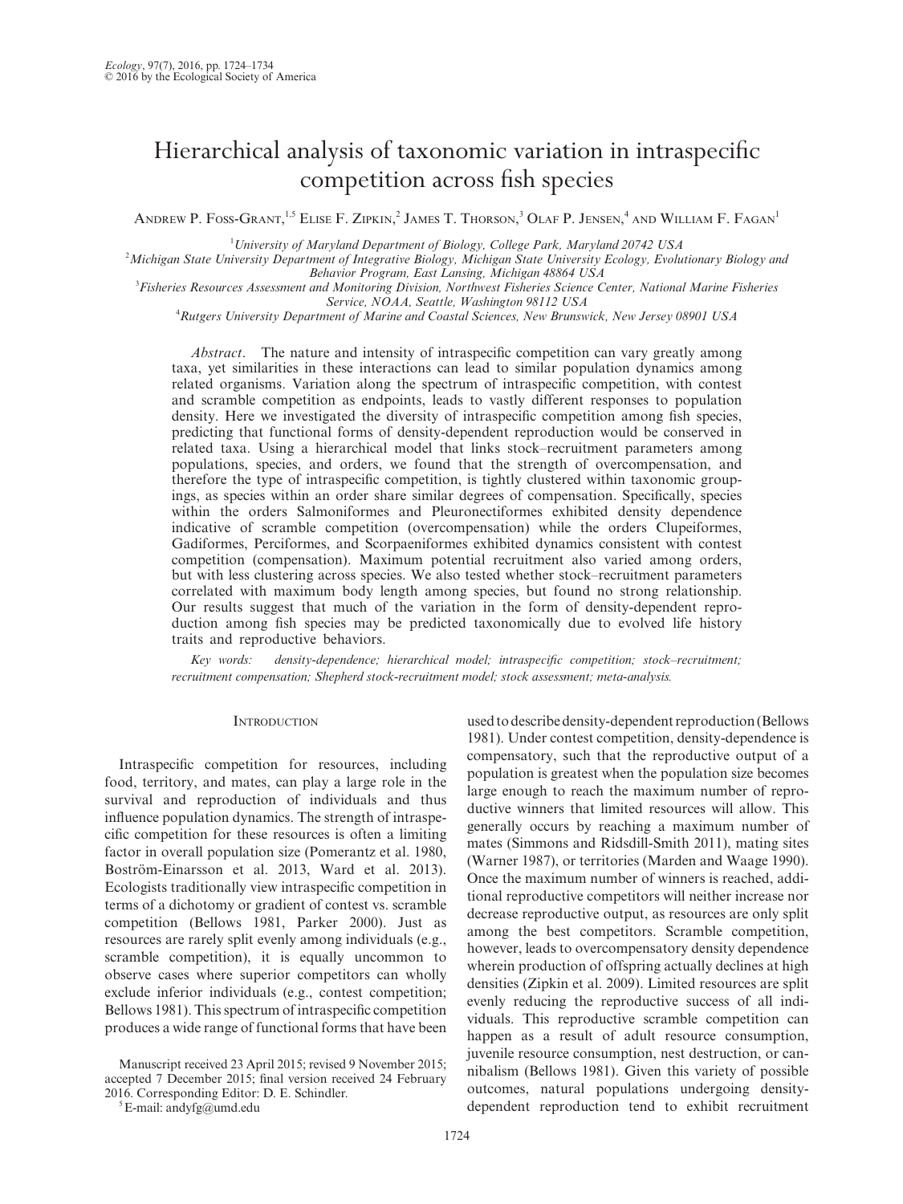# Hierarchical analysis of taxonomic variation in intraspecific competition across fish species

Andrew P. Foss-Grant,[1,5] Elise F. Zipkin,[2] James T. Thorson,[3] Olaf P. Jensen,[4] and William F. Fagan[1]

[1]University of Maryland Department of Biology, College Park, Maryland 20742 USA

[2]Michigan State University Department of Integrative Biology, Michigan State University Ecology, Evolutionary Biology and Behavior Program, East Lansing, Michigan 48864 USA

[3]Fisheries Resources Assessment and Monitoring Division, Northwest Fisheries Science Center, National Marine Fisheries Service, NOAA, Seattle, Washington 98112 USA

[4]Rutgers University Department of Marine and Coastal Sciences, New Brunswick, New Jersey 08901 USA

*Abstract*. The nature and intensity of intraspecific competition can vary greatly among taxa, yet similarities in these interactions can lead to similar population dynamics among related organisms. Variation along the spectrum of intraspecific competition, with contest and scramble competition as endpoints, leads to vastly different responses to population density. Here we investigated the diversity of intraspecific competition among fish species, predicting that functional forms of density-dependent reproduction would be conserved in related taxa. Using a hierarchical model that links stock–recruitment parameters among populations, species, and orders, we found that the strength of overcompensation, and therefore the type of intraspecific competition, is tightly clustered within taxonomic groupings, as species within an order share similar degrees of compensation. Specifically, species within the orders Salmoniformes and Pleuronectiformes exhibited density dependence indicative of scramble competition (overcompensation) while the orders Clupeiformes, Gadiformes, Perciformes, and Scorpaeniformes exhibited dynamics consistent with contest competition (compensation). Maximum potential recruitment also varied among orders, but with less clustering across species. We also tested whether stock–recruitment parameters correlated with maximum body length among species, but found no strong relationship. Our results suggest that much of the variation in the form of density-dependent reproduction among fish species may be predicted taxonomically due to evolved life history traits and reproductive behaviors.

*Key words: density-dependence; hierarchical model; intraspecific competition; stock–recruitment; recruitment compensation; Shepherd stock-recruitment model; stock assessment; meta-analysis.*

## Introduction

Intraspecific competition for resources, including food, territory, and mates, can play a large role in the survival and reproduction of individuals and thus influence population dynamics. The strength of intraspecific competition for these resources is often a limiting factor in overall population size (Pomerantz et al. 1980, Boström-Einarsson et al. 2013, Ward et al. 2013). Ecologists traditionally view intraspecific competition in terms of a dichotomy or gradient of contest vs. scramble competition (Bellows 1981, Parker 2000). Just as resources are rarely split evenly among individuals (e.g., scramble competition), it is equally uncommon to observe cases where superior competitors can wholly exclude inferior individuals (e.g., contest competition; Bellows 1981). This spectrum of intraspecific competition produces a wide range of functional forms that have been used to describe density-dependent reproduction (Bellows 1981). Under contest competition, density-dependence is compensatory, such that the reproductive output of a population is greatest when the population size becomes large enough to reach the maximum number of reproductive winners that limited resources will allow. This generally occurs by reaching a maximum number of mates (Simmons and Ridsdill-Smith 2011), mating sites (Warner 1987), or territories (Marden and Waage 1990). Once the maximum number of winners is reached, additional reproductive competitors will neither increase nor decrease reproductive output, as resources are only split among the best competitors. Scramble competition, however, leads to overcompensatory density dependence wherein production of offspring actually declines at high densities (Zipkin et al. 2009). Limited resources are split evenly reducing the reproductive success of all individuals. This reproductive scramble competition can happen as a result of adult resource consumption, juvenile resource consumption, nest destruction, or cannibalism (Bellows 1981). Given this variety of possible outcomes, natural populations undergoing density-dependent reproduction tend to exhibit recruitment

Manuscript received 23 April 2015; revised 9 November 2015; accepted 7 December 2015; final version received 24 February 2016. Corresponding Editor: D. E. Schindler.

[5]E-mail: andyfg@umd.edu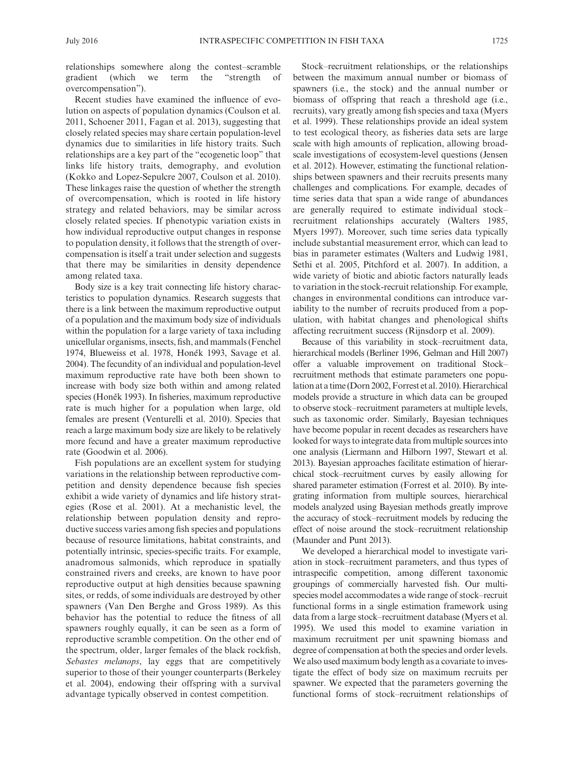relationships somewhere along the contest–scramble gradient (which we term the "strength of overcompensation").

Recent studies have examined the influence of evolution on aspects of population dynamics (Coulson et al. 2011, Schoener 2011, Fagan et al. 2013), suggesting that closely related species may share certain population-level dynamics due to similarities in life history traits. Such relationships are a key part of the "ecogenetic loop" that links life history traits, demography, and evolution (Kokko and Lopez-Sepulcre 2007, Coulson et al. 2010). These linkages raise the question of whether the strength of overcompensation, which is rooted in life history strategy and related behaviors, may be similar across closely related species. If phenotypic variation exists in how individual reproductive output changes in response to population density, it follows that the strength of overcompensation is itself a trait under selection and suggests that there may be similarities in density dependence among related taxa.

Body size is a key trait connecting life history characteristics to population dynamics. Research suggests that there is a link between the maximum reproductive output of a population and the maximum body size of individuals within the population for a large variety of taxa including unicellular organisms, insects, fish, and mammals (Fenchel 1974, Blueweiss et al. 1978, Honěk 1993, Savage et al. 2004). The fecundity of an individual and population-level maximum reproductive rate have both been shown to increase with body size both within and among related species (Honěk 1993). In fisheries, maximum reproductive rate is much higher for a population when large, old females are present (Venturelli et al. 2010). Species that reach a large maximum body size are likely to be relatively more fecund and have a greater maximum reproductive rate (Goodwin et al. 2006).

Fish populations are an excellent system for studying variations in the relationship between reproductive competition and density dependence because fish species exhibit a wide variety of dynamics and life history strategies (Rose et al. 2001). At a mechanistic level, the relationship between population density and reproductive success varies among fish species and populations because of resource limitations, habitat constraints, and potentially intrinsic, species-specific traits. For example, anadromous salmonids, which reproduce in spatially constrained rivers and creeks, are known to have poor reproductive output at high densities because spawning sites, or redds, of some individuals are destroyed by other spawners (Van Den Berghe and Gross 1989). As this behavior has the potential to reduce the fitness of all spawners roughly equally, it can be seen as a form of reproductive scramble competition. On the other end of the spectrum, older, larger females of the black rockfish, *Sebastes melanops*, lay eggs that are competitively superior to those of their younger counterparts (Berkeley et al. 2004), endowing their offspring with a survival advantage typically observed in contest competition.

Stock–recruitment relationships, or the relationships between the maximum annual number or biomass of spawners (i.e., the stock) and the annual number or biomass of offspring that reach a threshold age (i.e., recruits), vary greatly among fish species and taxa (Myers et al. 1999). These relationships provide an ideal system to test ecological theory, as fisheries data sets are large scale with high amounts of replication, allowing broad-scale investigations of ecosystem-level questions (Jensen et al. 2012). However, estimating the functional relationships between spawners and their recruits presents many challenges and complications. For example, decades of time series data that span a wide range of abundances are generally required to estimate individual stock–recruitment relationships accurately (Walters 1985, Myers 1997). Moreover, such time series data typically include substantial measurement error, which can lead to bias in parameter estimates (Walters and Ludwig 1981, Sethi et al. 2005, Pitchford et al. 2007). In addition, a wide variety of biotic and abiotic factors naturally leads to variation in the stock-recruit relationship. For example, changes in environmental conditions can introduce variability to the number of recruits produced from a population, with habitat changes and phenological shifts affecting recruitment success (Rijnsdorp et al. 2009).

Because of this variability in stock–recruitment data, hierarchical models (Berliner 1996, Gelman and Hill 2007) offer a valuable improvement on traditional Stock–recruitment methods that estimate parameters one population at a time (Dorn 2002, Forrest et al. 2010). Hierarchical models provide a structure in which data can be grouped to observe stock–recruitment parameters at multiple levels, such as taxonomic order. Similarly, Bayesian techniques have become popular in recent decades as researchers have looked for ways to integrate data from multiple sources into one analysis (Liermann and Hilborn 1997, Stewart et al. 2013). Bayesian approaches facilitate estimation of hierarchical stock–recruitment curves by easily allowing for shared parameter estimation (Forrest et al. 2010). By integrating information from multiple sources, hierarchical models analyzed using Bayesian methods greatly improve the accuracy of stock–recruitment models by reducing the effect of noise around the stock–recruitment relationship (Maunder and Punt 2013).

We developed a hierarchical model to investigate variation in stock–recruitment parameters, and thus types of intraspecific competition, among different taxonomic groupings of commercially harvested fish. Our multispecies model accommodates a wide range of stock–recruit functional forms in a single estimation framework using data from a large stock–recruitment database (Myers et al. 1995). We used this model to examine variation in maximum recruitment per unit spawning biomass and degree of compensation at both the species and order levels. We also used maximum body length as a covariate to investigate the effect of body size on maximum recruits per spawner. We expected that the parameters governing the functional forms of stock–recruitment relationships of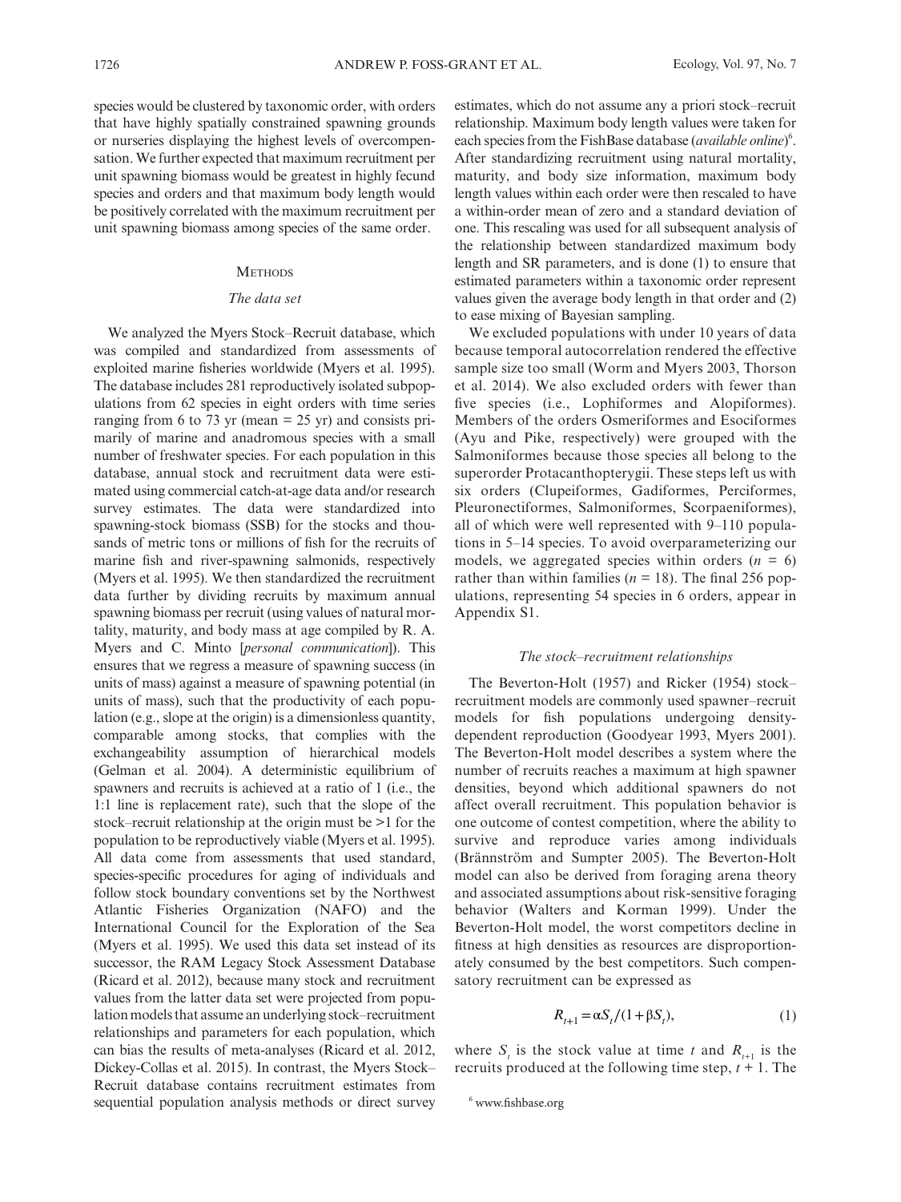species would be clustered by taxonomic order, with orders that have highly spatially constrained spawning grounds or nurseries displaying the highest levels of overcompensation. We further expected that maximum recruitment per unit spawning biomass would be greatest in highly fecund species and orders and that maximum body length would be positively correlated with the maximum recruitment per unit spawning biomass among species of the same order.

## Methods

### The data set

We analyzed the Myers Stock–Recruit database, which was compiled and standardized from assessments of exploited marine fisheries worldwide (Myers et al. 1995). The database includes 281 reproductively isolated subpopulations from 62 species in eight orders with time series ranging from 6 to 73 yr (mean = 25 yr) and consists primarily of marine and anadromous species with a small number of freshwater species. For each population in this database, annual stock and recruitment data were estimated using commercial catch-at-age data and/or research survey estimates. The data were standardized into spawning-stock biomass (SSB) for the stocks and thousands of metric tons or millions of fish for the recruits of marine fish and river-spawning salmonids, respectively (Myers et al. 1995). We then standardized the recruitment data further by dividing recruits by maximum annual spawning biomass per recruit (using values of natural mortality, maturity, and body mass at age compiled by R. A. Myers and C. Minto [*personal communication*]). This ensures that we regress a measure of spawning success (in units of mass) against a measure of spawning potential (in units of mass), such that the productivity of each population (e.g., slope at the origin) is a dimensionless quantity, comparable among stocks, that complies with the exchangeability assumption of hierarchical models (Gelman et al. 2004). A deterministic equilibrium of spawners and recruits is achieved at a ratio of 1 (i.e., the 1:1 line is replacement rate), such that the slope of the stock–recruit relationship at the origin must be >1 for the population to be reproductively viable (Myers et al. 1995). All data come from assessments that used standard, species-specific procedures for aging of individuals and follow stock boundary conventions set by the Northwest Atlantic Fisheries Organization (NAFO) and the International Council for the Exploration of the Sea (Myers et al. 1995). We used this data set instead of its successor, the RAM Legacy Stock Assessment Database (Ricard et al. 2012), because many stock and recruitment values from the latter data set were projected from population models that assume an underlying stock–recruitment relationships and parameters for each population, which can bias the results of meta-analyses (Ricard et al. 2012, Dickey-Collas et al. 2015). In contrast, the Myers Stock–Recruit database contains recruitment estimates from sequential population analysis methods or direct survey estimates, which do not assume any a priori stock–recruit relationship. Maximum body length values were taken for each species from the FishBase database (*available online*)[6]. After standardizing recruitment using natural mortality, maturity, and body size information, maximum body length values within each order were then rescaled to have a within-order mean of zero and a standard deviation of one. This rescaling was used for all subsequent analysis of the relationship between standardized maximum body length and SR parameters, and is done (1) to ensure that estimated parameters within a taxonomic order represent values given the average body length in that order and (2) to ease mixing of Bayesian sampling.

We excluded populations with under 10 years of data because temporal autocorrelation rendered the effective sample size too small (Worm and Myers 2003, Thorson et al. 2014). We also excluded orders with fewer than five species (i.e., Lophiformes and Alopiformes). Members of the orders Osmeriformes and Esociformes (Ayu and Pike, respectively) were grouped with the Salmoniformes because those species all belong to the superorder Protacanthopterygii. These steps left us with six orders (Clupeiformes, Gadiformes, Perciformes, Pleuronectiformes, Salmoniformes, Scorpaeniformes), all of which were well represented with 9–110 populations in 5–14 species. To avoid overparameterizing our models, we aggregated species within orders ($n$ = 6) rather than within families ($n$ = 18). The final 256 populations, representing 54 species in 6 orders, appear in Appendix S1.

### The stock–recruitment relationships

The Beverton-Holt (1957) and Ricker (1954) stock–recruitment models are commonly used spawner–recruit models for fish populations undergoing density-dependent reproduction (Goodyear 1993, Myers 2001). The Beverton-Holt model describes a system where the number of recruits reaches a maximum at high spawner densities, beyond which additional spawners do not affect overall recruitment. This population behavior is one outcome of contest competition, where the ability to survive and reproduce varies among individuals (Brännström and Sumpter 2005). The Beverton-Holt model can also be derived from foraging arena theory and associated assumptions about risk-sensitive foraging behavior (Walters and Korman 1999). Under the Beverton-Holt model, the worst competitors decline in fitness at high densities as resources are disproportionately consumed by the best competitors. Such compensatory recruitment can be expressed as

$$R_{t+1} = \alpha S_t / (1 + \beta S_t), \tag{1}$$

where $S_t$ is the stock value at time $t$ and $R_{t+1}$ is the recruits produced at the following time step, $t + 1$. The

[6] www.fishbase.org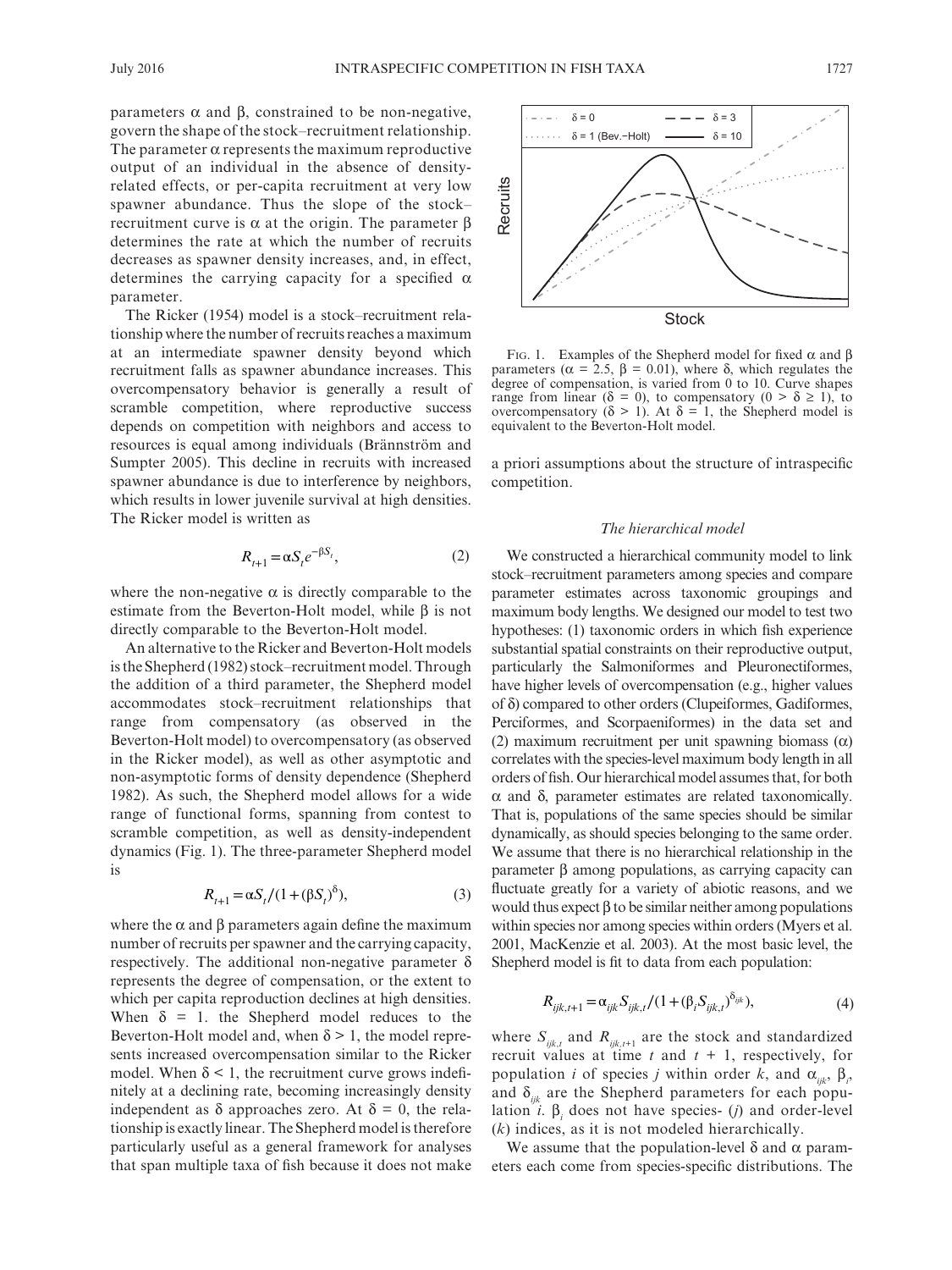parameters $\alpha$ and $\beta$, constrained to be non-negative, govern the shape of the stock–recruitment relationship. The parameter $\alpha$ represents the maximum reproductive output of an individual in the absence of density-related effects, or per-capita recruitment at very low spawner abundance. Thus the slope of the stock–recruitment curve is $\alpha$ at the origin. The parameter $\beta$ determines the rate at which the number of recruits decreases as spawner density increases, and, in effect, determines the carrying capacity for a specified $\alpha$ parameter.

The Ricker (1954) model is a stock–recruitment relationship where the number of recruits reaches a maximum at an intermediate spawner density beyond which recruitment falls as spawner abundance increases. This overcompensatory behavior is generally a result of scramble competition, where reproductive success depends on competition with neighbors and access to resources is equal among individuals (Brännström and Sumpter 2005). This decline in recruits with increased spawner abundance is due to interference by neighbors, which results in lower juvenile survival at high densities. The Ricker model is written as

$$R_{t+1} = \alpha S_t e^{-\beta S_t}, \tag{2}$$

where the non-negative $\alpha$ is directly comparable to the estimate from the Beverton-Holt model, while $\beta$ is not directly comparable to the Beverton-Holt model.

An alternative to the Ricker and Beverton-Holt models is the Shepherd (1982) stock–recruitment model. Through the addition of a third parameter, the Shepherd model accommodates stock–recruitment relationships that range from compensatory (as observed in the Beverton-Holt model) to overcompensatory (as observed in the Ricker model), as well as other asymptotic and non-asymptotic forms of density dependence (Shepherd 1982). As such, the Shepherd model allows for a wide range of functional forms, spanning from contest to scramble competition, as well as density-independent dynamics (Fig. 1). The three-parameter Shepherd model is

$$R_{t+1} = \alpha S_t / (1 + (\beta S_t)^{\delta}), \tag{3}$$

where the $\alpha$ and $\beta$ parameters again define the maximum number of recruits per spawner and the carrying capacity, respectively. The additional non-negative parameter $\delta$ represents the degree of compensation, or the extent to which per capita reproduction declines at high densities. When $\delta = 1$. the Shepherd model reduces to the Beverton-Holt model and, when $\delta > 1$, the model represents increased overcompensation similar to the Ricker model. When $\delta < 1$, the recruitment curve grows indefinitely at a declining rate, becoming increasingly density independent as $\delta$ approaches zero. At $\delta = 0$, the relationship is exactly linear. The Shepherd model is therefore particularly useful as a general framework for analyses that span multiple taxa of fish because it does not make a priori assumptions about the structure of intraspecific competition.

FIG. 1. Examples of the Shepherd model for fixed $\alpha$ and $\beta$ parameters ($\alpha = 2.5$, $\beta = 0.01$), where $\delta$, which regulates the degree of compensation, is varied from 0 to 10. Curve shapes range from linear ($\delta = 0$), to compensatory ($0 > \delta \geq 1$), to overcompensatory ($\delta > 1$). At $\delta = 1$, the Shepherd model is equivalent to the Beverton-Holt model.

### *The hierarchical model*

We constructed a hierarchical community model to link stock–recruitment parameters among species and compare parameter estimates across taxonomic groupings and maximum body lengths. We designed our model to test two hypotheses: (1) taxonomic orders in which fish experience substantial spatial constraints on their reproductive output, particularly the Salmoniformes and Pleuronectiformes, have higher levels of overcompensation (e.g., higher values of $\delta$) compared to other orders (Clupeiformes, Gadiformes, Perciformes, and Scorpaeniformes) in the data set and (2) maximum recruitment per unit spawning biomass ($\alpha$) correlates with the species-level maximum body length in all orders of fish. Our hierarchical model assumes that, for both $\alpha$ and $\delta$, parameter estimates are related taxonomically. That is, populations of the same species should be similar dynamically, as should species belonging to the same order. We assume that there is no hierarchical relationship in the parameter $\beta$ among populations, as carrying capacity can fluctuate greatly for a variety of abiotic reasons, and we would thus expect $\beta$ to be similar neither among populations within species nor among species within orders (Myers et al. 2001, MacKenzie et al. 2003). At the most basic level, the Shepherd model is fit to data from each population:

$$R_{ijk,t+1} = \alpha_{ijk} S_{ijk,t} / (1 + (\beta_i S_{ijk,t})^{\delta_{ijk}}), \tag{4}$$

where $S_{ijk,t}$ and $R_{ijk,t+1}$ are the stock and standardized recruit values at time $t$ and $t + 1$, respectively, for population $i$ of species $j$ within order $k$, and $\alpha_{ijk}$, $\beta_i$, and $\delta_{ijk}$ are the Shepherd parameters for each population $i$. $\beta_i$ does not have species- ($j$) and order-level ($k$) indices, as it is not modeled hierarchically.

We assume that the population-level $\delta$ and $\alpha$ parameters each come from species-specific distributions. The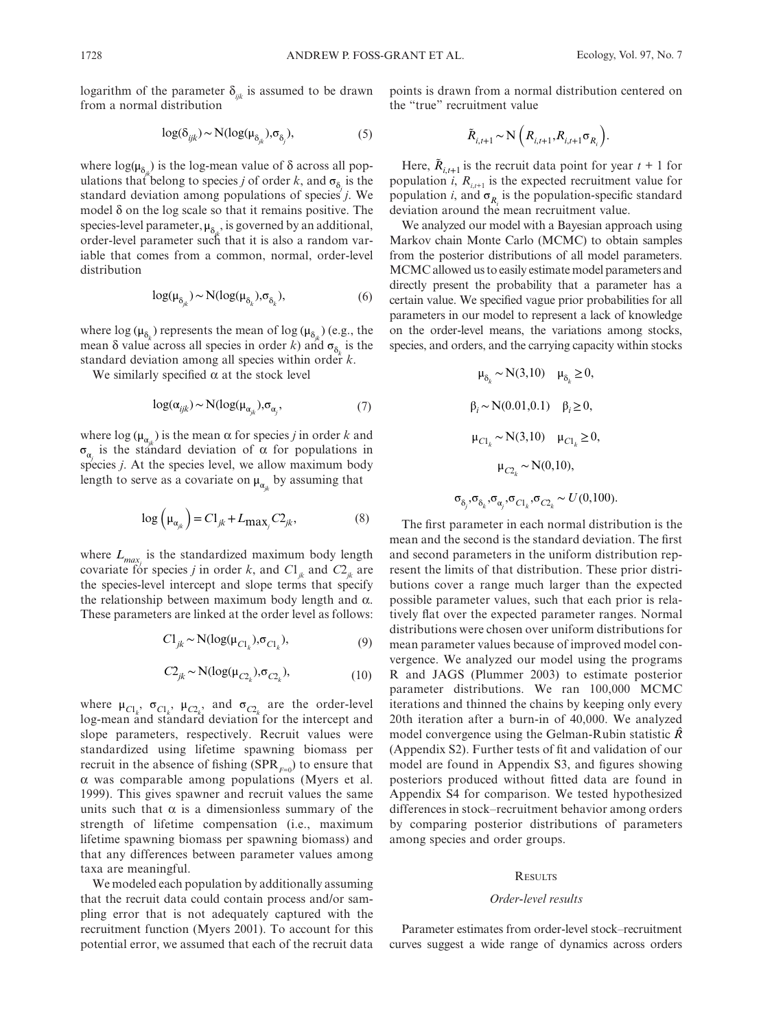logarithm of the parameter $\delta_{ijk}$ is assumed to be drawn from a normal distribution

$$\log(\delta_{ijk}) \sim \mathrm{N}(\log(\mu_{\delta_{jk}}), \sigma_{\delta_j}), \tag{5}$$

where $\log(\mu_{\delta_{jk}})$ is the log-mean value of $\delta$ across all populations that belong to species $j$ of order $k$, and $\sigma_{\delta_j}$ is the standard deviation among populations of species $j$. We model $\delta$ on the log scale so that it remains positive. The species-level parameter, $\mu_{\delta_{jk}}$, is governed by an additional, order-level parameter such that it is also a random variable that comes from a common, normal, order-level distribution

$$\log(\mu_{\delta_{jk}}) \sim \mathrm{N}(\log(\mu_{\delta_k}), \sigma_{\delta_k}), \tag{6}$$

where $\log(\mu_{\delta_k})$ represents the mean of $\log(\mu_{\delta_{jk}})$ (e.g., the mean $\delta$ value across all species in order $k$) and $\sigma_{\delta_k}$ is the standard deviation among all species within order $k$.

We similarly specified $\alpha$ at the stock level

$$\log(\alpha_{ijk}) \sim \mathrm{N}(\log(\mu_{\alpha_{jk}}), \sigma_{\alpha_j}, \tag{7}$$

where $\log(\mu_{\alpha_{jk}})$ is the mean $\alpha$ for species $j$ in order $k$ and $\sigma_{\alpha_j}$ is the standard deviation of $\alpha$ for populations in species $j$. At the species level, we allow maximum body length to serve as a covariate on $\mu_{\alpha_{jk}}$ by assuming that

$$\log\left(\mu_{\alpha_{jk}}\right) = C1_{jk} + L_{\max_j} C2_{jk}, \tag{8}$$

where $L_{max_j}$ is the standardized maximum body length covariate for species $j$ in order $k$, and $C1_{jk}$ and $C2_{jk}$ are the species-level intercept and slope terms that specify the relationship between maximum body length and $\alpha$. These parameters are linked at the order level as follows:

$$C1_{jk} \sim \mathrm{N}(\log(\mu_{C1_k}), \sigma_{C1_k}), \tag{9}$$

$$C2_{jk} \sim \mathrm{N}(\log(\mu_{C2_k}), \sigma_{C2_k}), \tag{10}$$

where $\mu_{C1_k}$, $\sigma_{C1_k}$, $\mu_{C2_k}$, and $\sigma_{C2_k}$ are the order-level log-mean and standard deviation for the intercept and slope parameters, respectively. Recruit values were standardized using lifetime spawning biomass per recruit in the absence of fishing ($\mathrm{SPR}_{F=0}$) to ensure that $\alpha$ was comparable among populations (Myers et al. 1999). This gives spawner and recruit values the same units such that $\alpha$ is a dimensionless summary of the strength of lifetime compensation (i.e., maximum lifetime spawning biomass per spawning biomass) and that any differences between parameter values among taxa are meaningful.

We modeled each population by additionally assuming that the recruit data could contain process and/or sampling error that is not adequately captured with the recruitment function (Myers 2001). To account for this potential error, we assumed that each of the recruit data points is drawn from a normal distribution centered on the "true" recruitment value

$$\tilde{R}_{i,t+1} \sim \mathrm{N}\left(R_{i,t+1}, R_{i,t+1}\sigma_{R_i}\right).$$

Here, $\tilde{R}_{i,t+1}$ is the recruit data point for year $t$ + 1 for population $i$, $R_{i,t+1}$ is the expected recruitment value for population $i$, and $\sigma_{R_i}$ is the population-specific standard deviation around the mean recruitment value.

We analyzed our model with a Bayesian approach using Markov chain Monte Carlo (MCMC) to obtain samples from the posterior distributions of all model parameters. MCMC allowed us to easily estimate model parameters and directly present the probability that a parameter has a certain value. We specified vague prior probabilities for all parameters in our model to represent a lack of knowledge on the order-level means, the variations among stocks, species, and orders, and the carrying capacity within stocks

$$\mu_{\delta_k} \sim \mathrm{N}(3,10) \quad \mu_{\delta_k} \geq 0,$$

$$\beta_i \sim \mathrm{N}(0.01, 0.1) \quad \beta_i \geq 0,$$

$$\mu_{C1_k} \sim \mathrm{N}(3,10) \quad \mu_{C1_k} \geq 0,$$

$$\mu_{C2_k} \sim \mathrm{N}(0,10),$$

$$\sigma_{\delta_j}, \sigma_{\delta_k}, \sigma_{\alpha_j}, \sigma_{C1_k}, \sigma_{C2_k} \sim U(0,100).$$

The first parameter in each normal distribution is the mean and the second is the standard deviation. The first and second parameters in the uniform distribution represent the limits of that distribution. These prior distributions cover a range much larger than the expected possible parameter values, such that each prior is relatively flat over the expected parameter ranges. Normal distributions were chosen over uniform distributions for mean parameter values because of improved model convergence. We analyzed our model using the programs R and JAGS (Plummer 2003) to estimate posterior parameter distributions. We ran 100,000 MCMC iterations and thinned the chains by keeping only every 20th iteration after a burn-in of 40,000. We analyzed model convergence using the Gelman-Rubin statistic $\hat{R}$ (Appendix S2). Further tests of fit and validation of our model are found in Appendix S3, and figures showing posteriors produced without fitted data are found in Appendix S4 for comparison. We tested hypothesized differences in stock–recruitment behavior among orders by comparing posterior distributions of parameters among species and order groups.

## Results

### *Order-level results*

Parameter estimates from order-level stock–recruitment curves suggest a wide range of dynamics across orders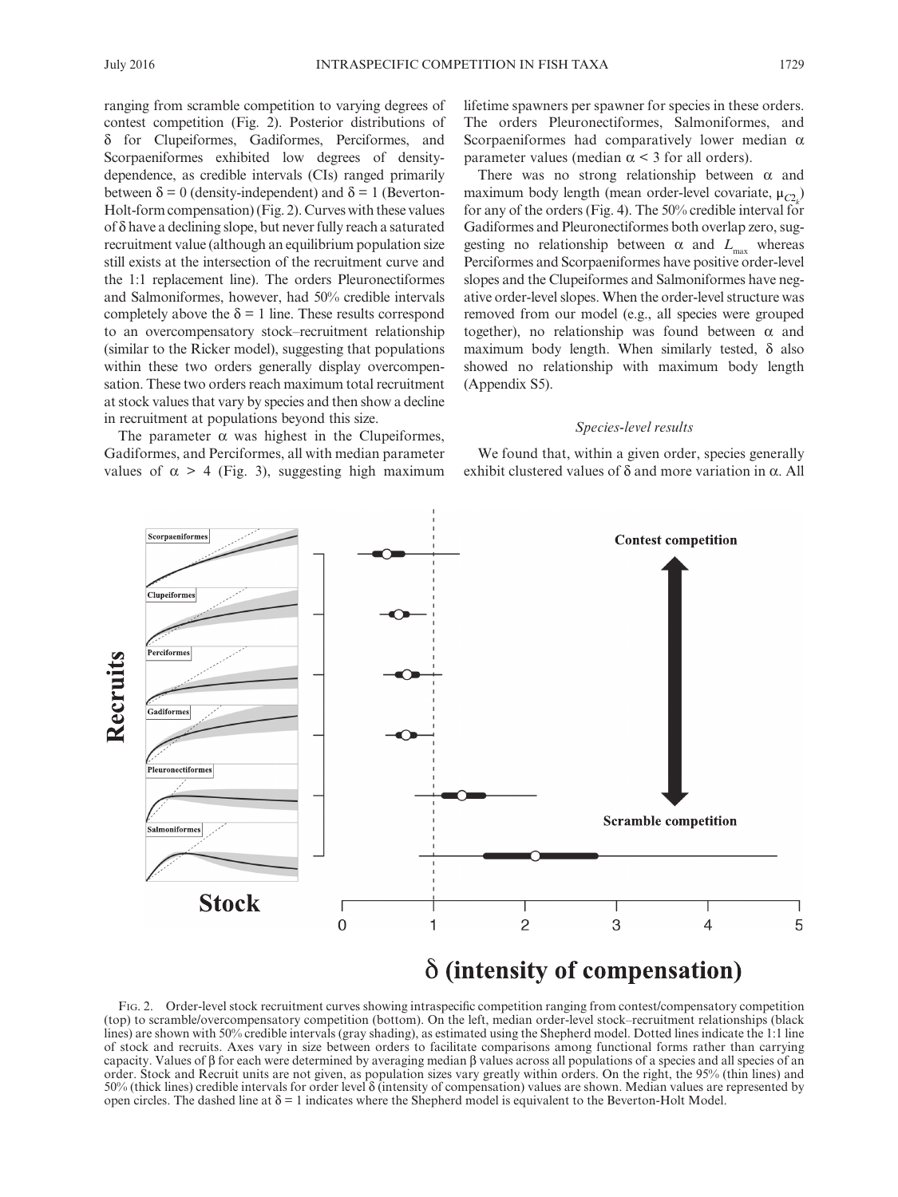ranging from scramble competition to varying degrees of contest competition (Fig. 2). Posterior distributions of $\delta$ for Clupeiformes, Gadiformes, Perciformes, and Scorpaeniformes exhibited low degrees of density-dependence, as credible intervals (CIs) ranged primarily between $\delta = 0$ (density-independent) and $\delta = 1$ (Beverton-Holt-form compensation) (Fig. 2). Curves with these values of $\delta$ have a declining slope, but never fully reach a saturated recruitment value (although an equilibrium population size still exists at the intersection of the recruitment curve and the 1:1 replacement line). The orders Pleuronectiformes and Salmoniformes, however, had 50% credible intervals completely above the $\delta = 1$ line. These results correspond to an overcompensatory stock–recruitment relationship (similar to the Ricker model), suggesting that populations within these two orders generally display overcompensation. These two orders reach maximum total recruitment at stock values that vary by species and then show a decline in recruitment at populations beyond this size.

The parameter $\alpha$ was highest in the Clupeiformes, Gadiformes, and Perciformes, all with median parameter values of $\alpha > 4$ (Fig. 3), suggesting high maximum lifetime spawners per spawner for species in these orders. The orders Pleuronectiformes, Salmoniformes, and Scorpaeniformes had comparatively lower median $\alpha$ parameter values (median $\alpha < 3$ for all orders).

There was no strong relationship between $\alpha$ and maximum body length (mean order-level covariate, $\mu_{C2_k}$) for any of the orders (Fig. 4). The 50% credible interval for Gadiformes and Pleuronectiformes both overlap zero, suggesting no relationship between $\alpha$ and $L_{max}$ whereas Perciformes and Scorpaeniformes have positive order-level slopes and the Clupeiformes and Salmoniformes have negative order-level slopes. When the order-level structure was removed from our model (e.g., all species were grouped together), no relationship was found between $\alpha$ and maximum body length. When similarly tested, $\delta$ also showed no relationship with maximum body length (Appendix S5).

### *Species-level results*

We found that, within a given order, species generally exhibit clustered values of $\delta$ and more variation in $\alpha$. All

Fig. 2. Order-level stock recruitment curves showing intraspecific competition ranging from contest/compensatory competition (top) to scramble/overcompensatory competition (bottom). On the left, median order-level stock–recruitment relationships (black lines) are shown with 50% credible intervals (gray shading), as estimated using the Shepherd model. Dotted lines indicate the 1:1 line of stock and recruits. Axes vary in size between orders to facilitate comparisons among functional forms rather than carrying capacity. Values of $\beta$ for each were determined by averaging median $\beta$ values across all populations of a species and all species of an order. Stock and Recruit units are not given, as population sizes vary greatly within orders. On the right, the 95% (thin lines) and 50% (thick lines) credible intervals for order level $\delta$ (intensity of compensation) values are shown. Median values are represented by open circles. The dashed line at $\delta = 1$ indicates where the Shepherd model is equivalent to the Beverton-Holt Model.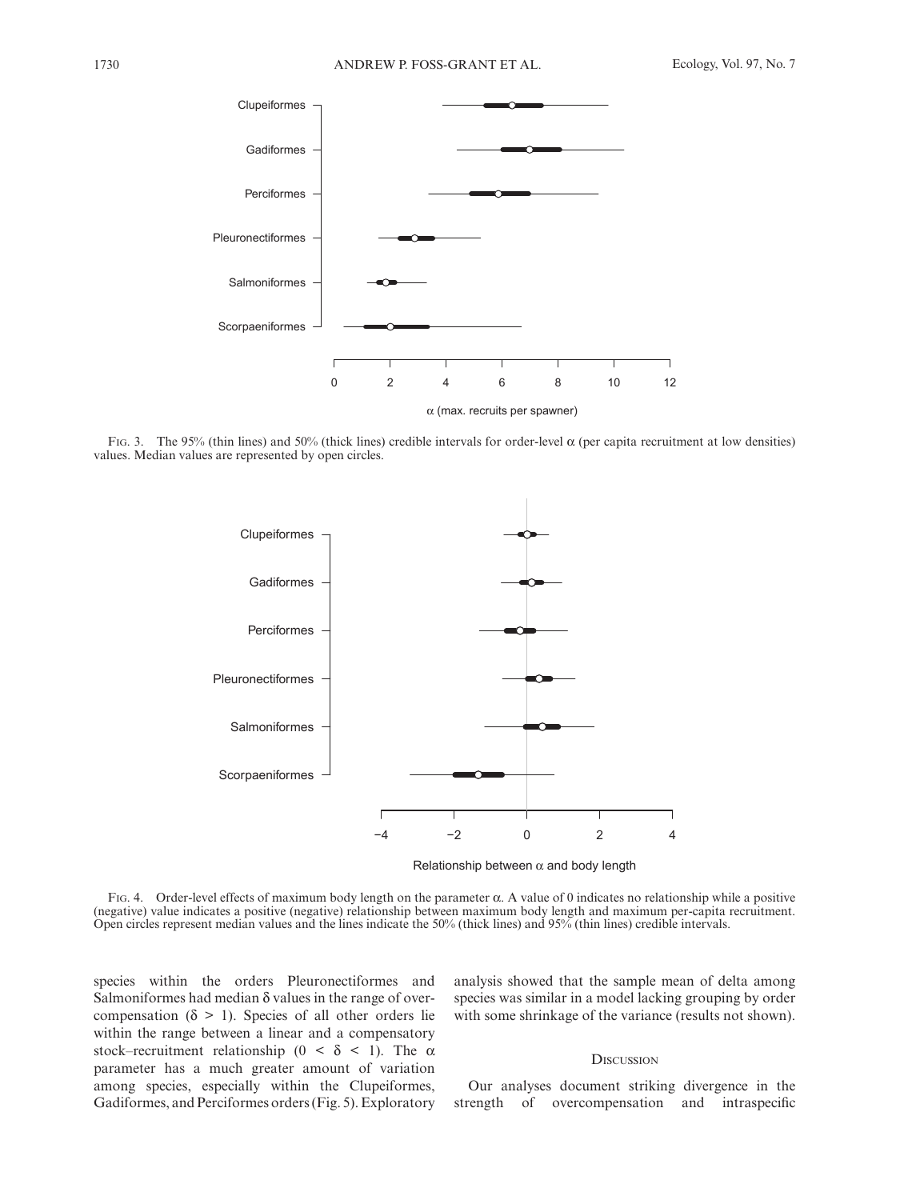FIG. 3. The 95% (thin lines) and 50% (thick lines) credible intervals for order-level $\alpha$ (per capita recruitment at low densities) values. Median values are represented by open circles.

FIG. 4. Order-level effects of maximum body length on the parameter $\alpha$. A value of 0 indicates no relationship while a positive (negative) value indicates a positive (negative) relationship between maximum body length and maximum per-capita recruitment. Open circles represent median values and the lines indicate the 50% (thick lines) and 95% (thin lines) credible intervals.

species within the orders Pleuronectiformes and Salmoniformes had median $\delta$ values in the range of overcompensation ($\delta > 1$). Species of all other orders lie within the range between a linear and a compensatory stock–recruitment relationship ($0 < \delta < 1$). The $\alpha$ parameter has a much greater amount of variation among species, especially within the Clupeiformes, Gadiformes, and Perciformes orders (Fig. 5). Exploratory analysis showed that the sample mean of delta among species was similar in a model lacking grouping by order with some shrinkage of the variance (results not shown).

## DISCUSSION

Our analyses document striking divergence in the strength of overcompensation and intraspecific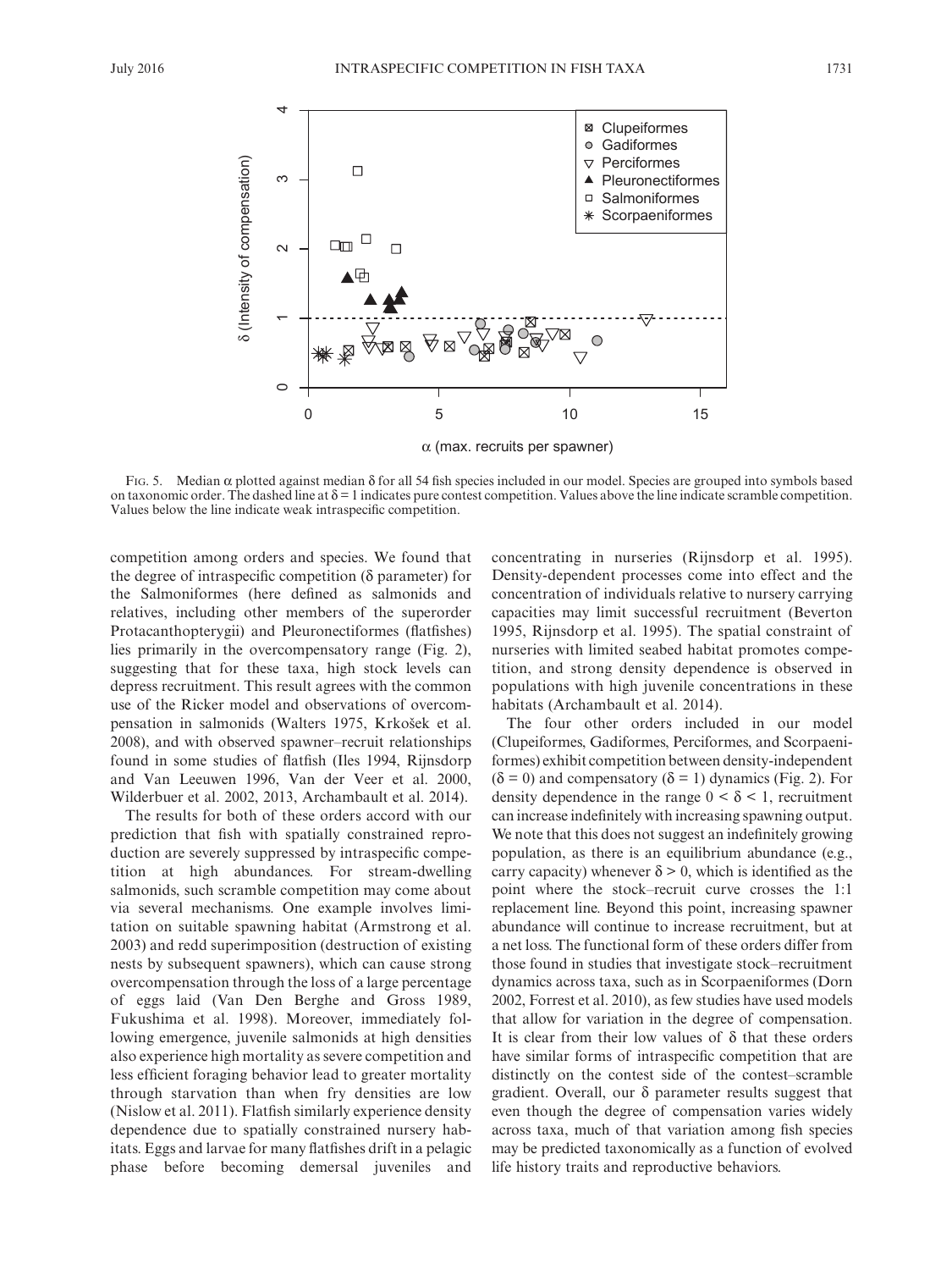FIG. 5. Median $\alpha$ plotted against median $\delta$ for all 54 fish species included in our model. Species are grouped into symbols based on taxonomic order. The dashed line at $\delta = 1$ indicates pure contest competition. Values above the line indicate scramble competition. Values below the line indicate weak intraspecific competition.

competition among orders and species. We found that the degree of intraspecific competition ($\delta$ parameter) for the Salmoniformes (here defined as salmonids and relatives, including other members of the superorder Protacanthopterygii) and Pleuronectiformes (flatfishes) lies primarily in the overcompensatory range (Fig. 2), suggesting that for these taxa, high stock levels can depress recruitment. This result agrees with the common use of the Ricker model and observations of overcompensation in salmonids (Walters 1975, Krkošek et al. 2008), and with observed spawner–recruit relationships found in some studies of flatfish (Iles 1994, Rijnsdorp and Van Leeuwen 1996, Van der Veer et al. 2000, Wilderbuer et al. 2002, 2013, Archambault et al. 2014).

The results for both of these orders accord with our prediction that fish with spatially constrained reproduction are severely suppressed by intraspecific competition at high abundances. For stream-dwelling salmonids, such scramble competition may come about via several mechanisms. One example involves limitation on suitable spawning habitat (Armstrong et al. 2003) and redd superimposition (destruction of existing nests by subsequent spawners), which can cause strong overcompensation through the loss of a large percentage of eggs laid (Van Den Berghe and Gross 1989, Fukushima et al. 1998). Moreover, immediately following emergence, juvenile salmonids at high densities also experience high mortality as severe competition and less efficient foraging behavior lead to greater mortality through starvation than when fry densities are low (Nislow et al. 2011). Flatfish similarly experience density dependence due to spatially constrained nursery habitats. Eggs and larvae for many flatfishes drift in a pelagic phase before becoming demersal juveniles and concentrating in nurseries (Rijnsdorp et al. 1995). Density-dependent processes come into effect and the concentration of individuals relative to nursery carrying capacities may limit successful recruitment (Beverton 1995, Rijnsdorp et al. 1995). The spatial constraint of nurseries with limited seabed habitat promotes competition, and strong density dependence is observed in populations with high juvenile concentrations in these habitats (Archambault et al. 2014).

The four other orders included in our model (Clupeiformes, Gadiformes, Perciformes, and Scorpaeniformes) exhibit competition between density-independent ($\delta = 0$) and compensatory ($\delta = 1$) dynamics (Fig. 2). For density dependence in the range $0 < \delta < 1$, recruitment can increase indefinitely with increasing spawning output. We note that this does not suggest an indefinitely growing population, as there is an equilibrium abundance (e.g., carry capacity) whenever $\delta > 0$, which is identified as the point where the stock–recruit curve crosses the 1:1 replacement line. Beyond this point, increasing spawner abundance will continue to increase recruitment, but at a net loss. The functional form of these orders differ from those found in studies that investigate stock–recruitment dynamics across taxa, such as in Scorpaeniformes (Dorn 2002, Forrest et al. 2010), as few studies have used models that allow for variation in the degree of compensation. It is clear from their low values of $\delta$ that these orders have similar forms of intraspecific competition that are distinctly on the contest side of the contest–scramble gradient. Overall, our $\delta$ parameter results suggest that even though the degree of compensation varies widely across taxa, much of that variation among fish species may be predicted taxonomically as a function of evolved life history traits and reproductive behaviors.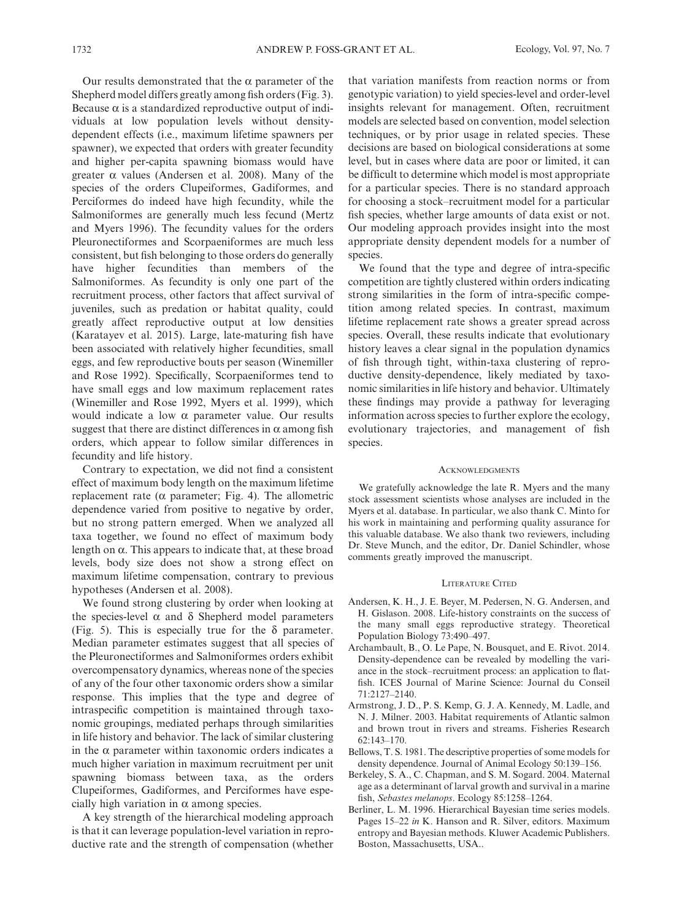Our results demonstrated that the $\alpha$ parameter of the Shepherd model differs greatly among fish orders (Fig. 3). Because $\alpha$ is a standardized reproductive output of individuals at low population levels without density-dependent effects (i.e., maximum lifetime spawners per spawner), we expected that orders with greater fecundity and higher per-capita spawning biomass would have greater $\alpha$ values (Andersen et al. 2008). Many of the species of the orders Clupeiformes, Gadiformes, and Perciformes do indeed have high fecundity, while the Salmoniformes are generally much less fecund (Mertz and Myers 1996). The fecundity values for the orders Pleuronectiformes and Scorpaeniformes are much less consistent, but fish belonging to those orders do generally have higher fecundities than members of the Salmoniformes. As fecundity is only one part of the recruitment process, other factors that affect survival of juveniles, such as predation or habitat quality, could greatly affect reproductive output at low densities (Karatayev et al. 2015). Large, late-maturing fish have been associated with relatively higher fecundities, small eggs, and few reproductive bouts per season (Winemiller and Rose 1992). Specifically, Scorpaeniformes tend to have small eggs and low maximum replacement rates (Winemiller and Rose 1992, Myers et al. 1999), which would indicate a low $\alpha$ parameter value. Our results suggest that there are distinct differences in $\alpha$ among fish orders, which appear to follow similar differences in fecundity and life history.

Contrary to expectation, we did not find a consistent effect of maximum body length on the maximum lifetime replacement rate ($\alpha$ parameter; Fig. 4). The allometric dependence varied from positive to negative by order, but no strong pattern emerged. When we analyzed all taxa together, we found no effect of maximum body length on $\alpha$. This appears to indicate that, at these broad levels, body size does not show a strong effect on maximum lifetime compensation, contrary to previous hypotheses (Andersen et al. 2008).

We found strong clustering by order when looking at the species-level $\alpha$ and $\delta$ Shepherd model parameters (Fig. 5). This is especially true for the $\delta$ parameter. Median parameter estimates suggest that all species of the Pleuronectiformes and Salmoniformes orders exhibit overcompensatory dynamics, whereas none of the species of any of the four other taxonomic orders show a similar response. This implies that the type and degree of intraspecific competition is maintained through taxonomic groupings, mediated perhaps through similarities in life history and behavior. The lack of similar clustering in the $\alpha$ parameter within taxonomic orders indicates a much higher variation in maximum recruitment per unit spawning biomass between taxa, as the orders Clupeiformes, Gadiformes, and Perciformes have especially high variation in $\alpha$ among species.

A key strength of the hierarchical modeling approach is that it can leverage population-level variation in reproductive rate and the strength of compensation (whether that variation manifests from reaction norms or from genotypic variation) to yield species-level and order-level insights relevant for management. Often, recruitment models are selected based on convention, model selection techniques, or by prior usage in related species. These decisions are based on biological considerations at some level, but in cases where data are poor or limited, it can be difficult to determine which model is most appropriate for a particular species. There is no standard approach for choosing a stock–recruitment model for a particular fish species, whether large amounts of data exist or not. Our modeling approach provides insight into the most appropriate density dependent models for a number of species.

We found that the type and degree of intra-specific competition are tightly clustered within orders indicating strong similarities in the form of intra-specific competition among related species. In contrast, maximum lifetime replacement rate shows a greater spread across species. Overall, these results indicate that evolutionary history leaves a clear signal in the population dynamics of fish through tight, within-taxa clustering of reproductive density-dependence, likely mediated by taxonomic similarities in life history and behavior. Ultimately these findings may provide a pathway for leveraging information across species to further explore the ecology, evolutionary trajectories, and management of fish species.

## Acknowledgments

We gratefully acknowledge the late R. Myers and the many stock assessment scientists whose analyses are included in the Myers et al. database. In particular, we also thank C. Minto for his work in maintaining and performing quality assurance for this valuable database. We also thank two reviewers, including Dr. Steve Munch, and the editor, Dr. Daniel Schindler, whose comments greatly improved the manuscript.

## Literature Cited

Andersen, K. H., J. E. Beyer, M. Pedersen, N. G. Andersen, and H. Gislason. 2008. Life-history constraints on the success of the many small eggs reproductive strategy. Theoretical Population Biology 73:490–497.

Archambault, B., O. Le Pape, N. Bousquet, and E. Rivot. 2014. Density-dependence can be revealed by modelling the variance in the stock–recruitment process: an application to flatfish. ICES Journal of Marine Science: Journal du Conseil 71:2127–2140.

Armstrong, J. D., P. S. Kemp, G. J. A. Kennedy, M. Ladle, and N. J. Milner. 2003. Habitat requirements of Atlantic salmon and brown trout in rivers and streams. Fisheries Research 62:143–170.

Bellows, T. S. 1981. The descriptive properties of some models for density dependence. Journal of Animal Ecology 50:139–156.

Berkeley, S. A., C. Chapman, and S. M. Sogard. 2004. Maternal age as a determinant of larval growth and survival in a marine fish, *Sebastes melanops*. Ecology 85:1258–1264.

Berliner, L. M. 1996. Hierarchical Bayesian time series models. Pages 15–22 *in* K. Hanson and R. Silver, editors. Maximum entropy and Bayesian methods. Kluwer Academic Publishers. Boston, Massachusetts, USA..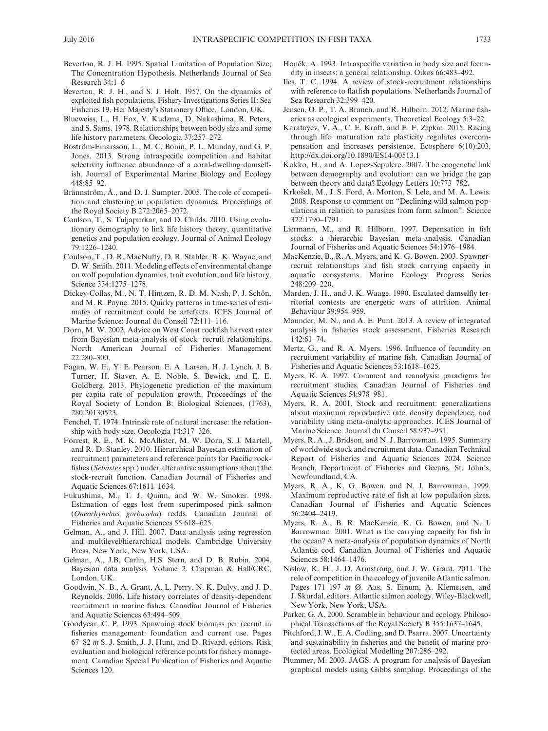Beverton, R. J. H. 1995. Spatial Limitation of Population Size; The Concentration Hypothesis. Netherlands Journal of Sea Research 34:1–6

Beverton, R. J. H., and S. J. Holt. 1957. On the dynamics of exploited fish populations. Fishery Investigations Series II: Sea Fisheries 19. Her Majesty's Stationery Office, London, UK.

Blueweiss, L., H. Fox, V. Kudzma, D. Nakashima, R. Peters, and S. Sams. 1978. Relationships between body size and some life history parameters. Oecologia 37:257–272.

Boström-Einarsson, L., M. C. Bonin, P. L. Munday, and G. P. Jones. 2013. Strong intraspecific competition and habitat selectivity influence abundance of a coral-dwelling damselfish. Journal of Experimental Marine Biology and Ecology 448:85–92.

Brännström, Å., and D. J. Sumpter. 2005. The role of competition and clustering in population dynamics. Proceedings of the Royal Society B 272:2065–2072.

Coulson, T., S. Tuljapurkar, and D. Childs. 2010. Using evolutionary demography to link life history theory, quantitative genetics and population ecology. Journal of Animal Ecology 79:1226–1240.

Coulson, T., D. R. MacNulty, D. R. Stahler, R. K. Wayne, and D. W. Smith. 2011. Modeling effects of environmental change on wolf population dynamics, trait evolution, and life history. Science 334:1275–1278.

Dickey-Collas, M., N. T. Hintzen, R. D. M. Nash, P. J. Schön, and M. R. Payne. 2015. Quirky patterns in time-series of estimates of recruitment could be artefacts. ICES Journal of Marine Science: Journal du Conseil 72:111–116.

Dorn, M. W. 2002. Advice on West Coast rockfish harvest rates from Bayesian meta-analysis of stock−recruit relationships. North American Journal of Fisheries Management 22:280–300.

Fagan, W. F., Y. E. Pearson, E. A. Larsen, H. J. Lynch, J. B. Turner, H. Staver, A. E. Noble, S. Bewick, and E. E. Goldberg. 2013. Phylogenetic prediction of the maximum per capita rate of population growth. Proceedings of the Royal Society of London B: Biological Sciences, (1763), 280:20130523.

Fenchel, T. 1974. Intrinsic rate of natural increase: the relationship with body size. Oecologia 14:317–326.

Forrest, R. E., M. K. McAllister, M. W. Dorn, S. J. Martell, and R. D. Stanley. 2010. Hierarchical Bayesian estimation of recruitment parameters and reference points for Pacific rockfishes (*Sebastes* spp.) under alternative assumptions about the stock-recruit function. Canadian Journal of Fisheries and Aquatic Sciences 67:1611–1634.

Fukushima, M., T. J. Quinn, and W. W. Smoker. 1998. Estimation of eggs lost from superimposed pink salmon (*Oncorhynchus gorbuscha*) redds. Canadian Journal of Fisheries and Aquatic Sciences 55:618–625.

Gelman, A., and J. Hill. 2007. Data analysis using regression and multilevel/hierarchical models. Cambridge University Press, New York, New York, USA.

Gelman, A., J.B. Carlin, H.S. Stern, and D. B. Rubin. 2004. Bayesian data analysis. Volume 2. Chapman & Hall/CRC, London, UK.

Goodwin, N. B., A. Grant, A. L. Perry, N. K. Dulvy, and J. D. Reynolds. 2006. Life history correlates of density-dependent recruitment in marine fishes. Canadian Journal of Fisheries and Aquatic Sciences 63:494–509.

Goodyear, C. P. 1993. Spawning stock biomass per recruit in fisheries management: foundation and current use. Pages 67–82 *in* S. J. Smith, J. J. Hunt, and D. Rivard, editors. Risk evaluation and biological reference points for fishery management. Canadian Special Publication of Fisheries and Aquatic Sciences 120.

Honěk, A. 1993. Intraspecific variation in body size and fecundity in insects: a general relationship. Oikos 66:483–492.

Iles, T. C. 1994. A review of stock-recruitment relationships with reference to flatfish populations. Netherlands Journal of Sea Research 32:399–420.

Jensen, O. P., T. A. Branch, and R. Hilborn. 2012. Marine fisheries as ecological experiments. Theoretical Ecology 5:3–22.

Karatayev, V. A., C. E. Kraft, and E. F. Zipkin. 2015. Racing through life: maturation rate plasticity regulates overcompensation and increases persistence. Ecosphere 6(10):203, http://dx.doi.org/10.1890/ES14-00513.1

Kokko, H., and A. Lopez-Sepulcre. 2007. The ecogenetic link between demography and evolution: can we bridge the gap between theory and data? Ecology Letters 10:773–782.

Krkošek, M., J. S. Ford, A. Morton, S. Lele, and M. A. Lewis. 2008. Response to comment on "Declining wild salmon populations in relation to parasites from farm salmon". Science 322:1790–1791.

Liermann, M., and R. Hilborn. 1997. Depensation in fish stocks: a hierarchic Bayesian meta-analysis. Canadian Journal of Fisheries and Aquatic Sciences 54:1976–1984.

MacKenzie, B., R. A. Myers, and K. G. Bowen. 2003. Spawner-recruit relationships and fish stock carrying capacity in aquatic ecosystems. Marine Ecology Progress Series 248:209–220.

Marden, J. H., and J. K. Waage. 1990. Escalated damselfly territorial contests are energetic wars of attrition. Animal Behaviour 39:954–959.

Maunder, M. N., and A. E. Punt. 2013. A review of integrated analysis in fisheries stock assessment. Fisheries Research 142:61–74.

Mertz, G., and R. A. Myers. 1996. Influence of fecundity on recruitment variability of marine fish. Canadian Journal of Fisheries and Aquatic Sciences 53:1618–1625.

Myers, R. A. 1997. Comment and reanalysis: paradigms for recruitment studies. Canadian Journal of Fisheries and Aquatic Sciences 54:978–981.

Myers, R. A. 2001. Stock and recruitment: generalizations about maximum reproductive rate, density dependence, and variability using meta-analytic approaches. ICES Journal of Marine Science: Journal du Conseil 58:937–951.

Myers, R. A., J. Bridson, and N. J. Barrowman. 1995. Summary of worldwide stock and recruitment data. Canadian Technical Report of Fisheries and Aquatic Sciences 2024. Science Branch, Department of Fisheries and Oceans, St. John's, Newfoundland, CA.

Myers, R. A., K. G. Bowen, and N. J. Barrowman. 1999. Maximum reproductive rate of fish at low population sizes. Canadian Journal of Fisheries and Aquatic Sciences 56:2404–2419.

Myers, R. A., B. R. MacKenzie, K. G. Bowen, and N. J. Barrowman. 2001. What is the carrying capacity for fish in the ocean? A meta-analysis of population dynamics of North Atlantic cod. Canadian Journal of Fisheries and Aquatic Sciences 58:1464–1476.

Nislow, K. H., J. D. Armstrong, and J. W. Grant. 2011. The role of competition in the ecology of juvenile Atlantic salmon. Pages 171–197 *in* Ø. Aas, S. Einum, A. Klemetsen, and J. Skurdal, editors. Atlantic salmon ecology. Wiley-Blackwell, New York, New York, USA.

Parker, G. A. 2000. Scramble in behaviour and ecology. Philosophical Transactions of the Royal Society B 355:1637–1645.

Pitchford, J. W., E. A. Codling, and D. Psarra. 2007. Uncertainty and sustainability in fisheries and the benefit of marine protected areas. Ecological Modelling 207:286–292.

Plummer, M. 2003. JAGS: A program for analysis of Bayesian graphical models using Gibbs sampling. Proceedings of the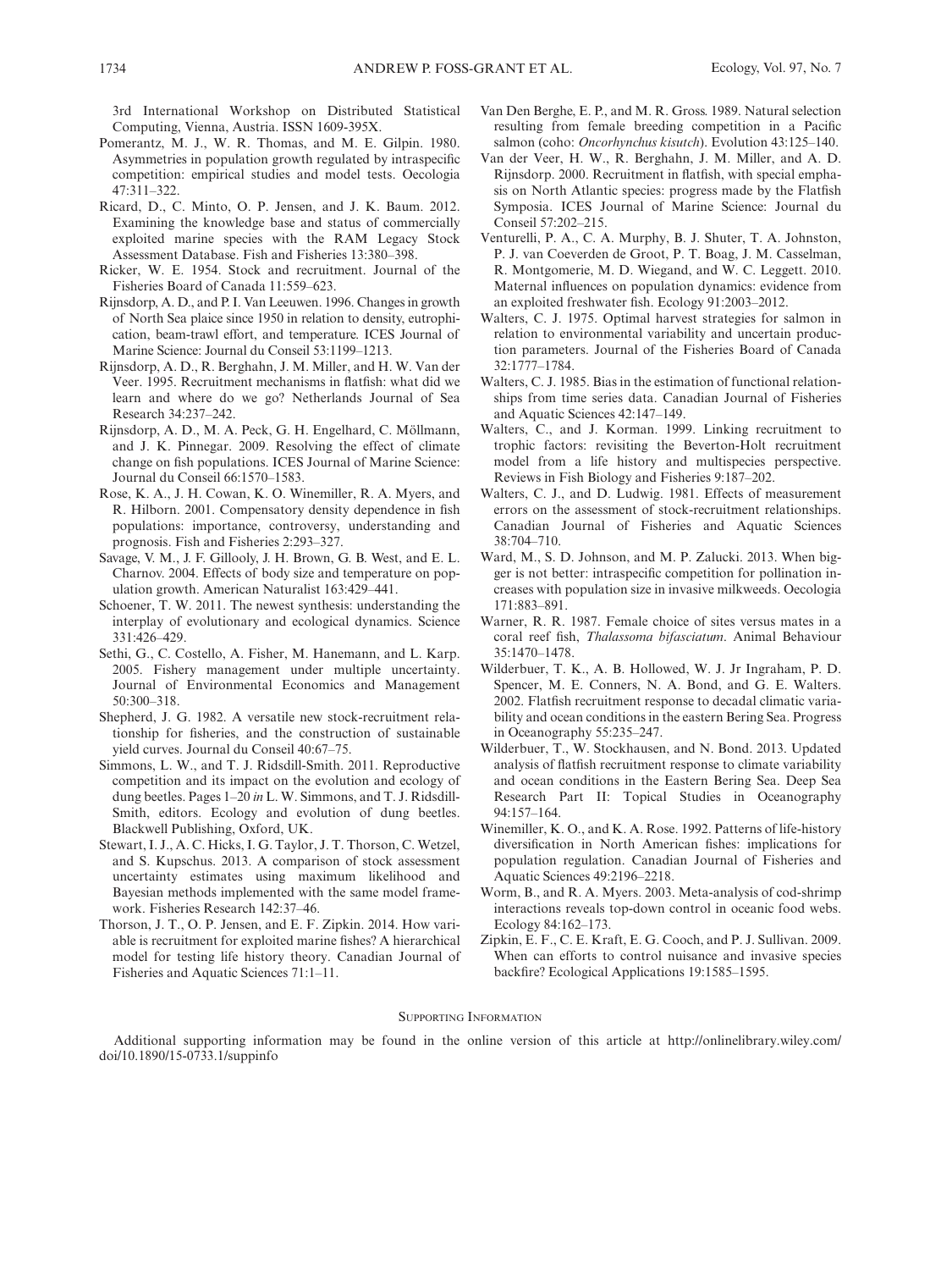3rd International Workshop on Distributed Statistical Computing, Vienna, Austria. ISSN 1609-395X.

Pomerantz, M. J., W. R. Thomas, and M. E. Gilpin. 1980. Asymmetries in population growth regulated by intraspecific competition: empirical studies and model tests. Oecologia 47:311–322.

Ricard, D., C. Minto, O. P. Jensen, and J. K. Baum. 2012. Examining the knowledge base and status of commercially exploited marine species with the RAM Legacy Stock Assessment Database. Fish and Fisheries 13:380–398.

Ricker, W. E. 1954. Stock and recruitment. Journal of the Fisheries Board of Canada 11:559–623.

Rijnsdorp, A. D., and P. I. Van Leeuwen. 1996. Changes in growth of North Sea plaice since 1950 in relation to density, eutrophication, beam-trawl effort, and temperature. ICES Journal of Marine Science: Journal du Conseil 53:1199–1213.

Rijnsdorp, A. D., R. Berghahn, J. M. Miller, and H. W. Van der Veer. 1995. Recruitment mechanisms in flatfish: what did we learn and where do we go? Netherlands Journal of Sea Research 34:237–242.

Rijnsdorp, A. D., M. A. Peck, G. H. Engelhard, C. Möllmann, and J. K. Pinnegar. 2009. Resolving the effect of climate change on fish populations. ICES Journal of Marine Science: Journal du Conseil 66:1570–1583.

Rose, K. A., J. H. Cowan, K. O. Winemiller, R. A. Myers, and R. Hilborn. 2001. Compensatory density dependence in fish populations: importance, controversy, understanding and prognosis. Fish and Fisheries 2:293–327.

Savage, V. M., J. F. Gillooly, J. H. Brown, G. B. West, and E. L. Charnov. 2004. Effects of body size and temperature on population growth. American Naturalist 163:429–441.

Schoener, T. W. 2011. The newest synthesis: understanding the interplay of evolutionary and ecological dynamics. Science 331:426–429.

Sethi, G., C. Costello, A. Fisher, M. Hanemann, and L. Karp. 2005. Fishery management under multiple uncertainty. Journal of Environmental Economics and Management 50:300–318.

Shepherd, J. G. 1982. A versatile new stock-recruitment relationship for fisheries, and the construction of sustainable yield curves. Journal du Conseil 40:67–75.

Simmons, L. W., and T. J. Ridsdill-Smith. 2011. Reproductive competition and its impact on the evolution and ecology of dung beetles. Pages 1–20 *in* L. W. Simmons, and T. J. Ridsdill-Smith, editors. Ecology and evolution of dung beetles. Blackwell Publishing, Oxford, UK.

Stewart, I. J., A. C. Hicks, I. G. Taylor, J. T. Thorson, C. Wetzel, and S. Kupschus. 2013. A comparison of stock assessment uncertainty estimates using maximum likelihood and Bayesian methods implemented with the same model framework. Fisheries Research 142:37–46.

Thorson, J. T., O. P. Jensen, and E. F. Zipkin. 2014. How variable is recruitment for exploited marine fishes? A hierarchical model for testing life history theory. Canadian Journal of Fisheries and Aquatic Sciences 71:1–11.

Van Den Berghe, E. P., and M. R. Gross. 1989. Natural selection resulting from female breeding competition in a Pacific salmon (coho: *Oncorhynchus kisutch*). Evolution 43:125–140.

Van der Veer, H. W., R. Berghahn, J. M. Miller, and A. D. Rijnsdorp. 2000. Recruitment in flatfish, with special emphasis on North Atlantic species: progress made by the Flatfish Symposia. ICES Journal of Marine Science: Journal du Conseil 57:202–215.

Venturelli, P. A., C. A. Murphy, B. J. Shuter, T. A. Johnston, P. J. van Coeverden de Groot, P. T. Boag, J. M. Casselman, R. Montgomerie, M. D. Wiegand, and W. C. Leggett. 2010. Maternal influences on population dynamics: evidence from an exploited freshwater fish. Ecology 91:2003–2012.

Walters, C. J. 1975. Optimal harvest strategies for salmon in relation to environmental variability and uncertain production parameters. Journal of the Fisheries Board of Canada 32:1777–1784.

Walters, C. J. 1985. Bias in the estimation of functional relationships from time series data. Canadian Journal of Fisheries and Aquatic Sciences 42:147–149.

Walters, C., and J. Korman. 1999. Linking recruitment to trophic factors: revisiting the Beverton-Holt recruitment model from a life history and multispecies perspective. Reviews in Fish Biology and Fisheries 9:187–202.

Walters, C. J., and D. Ludwig. 1981. Effects of measurement errors on the assessment of stock-recruitment relationships. Canadian Journal of Fisheries and Aquatic Sciences 38:704–710.

Ward, M., S. D. Johnson, and M. P. Zalucki. 2013. When bigger is not better: intraspecific competition for pollination increases with population size in invasive milkweeds. Oecologia 171:883–891.

Warner, R. R. 1987. Female choice of sites versus mates in a coral reef fish, *Thalassoma bifasciatum*. Animal Behaviour 35:1470–1478.

Wilderbuer, T. K., A. B. Hollowed, W. J. Jr Ingraham, P. D. Spencer, M. E. Conners, N. A. Bond, and G. E. Walters. 2002. Flatfish recruitment response to decadal climatic variability and ocean conditions in the eastern Bering Sea. Progress in Oceanography 55:235–247.

Wilderbuer, T., W. Stockhausen, and N. Bond. 2013. Updated analysis of flatfish recruitment response to climate variability and ocean conditions in the Eastern Bering Sea. Deep Sea Research Part II: Topical Studies in Oceanography 94:157–164.

Winemiller, K. O., and K. A. Rose. 1992. Patterns of life-history diversification in North American fishes: implications for population regulation. Canadian Journal of Fisheries and Aquatic Sciences 49:2196–2218.

Worm, B., and R. A. Myers. 2003. Meta-analysis of cod-shrimp interactions reveals top-down control in oceanic food webs. Ecology 84:162–173.

Zipkin, E. F., C. E. Kraft, E. G. Cooch, and P. J. Sullivan. 2009. When can efforts to control nuisance and invasive species backfire? Ecological Applications 19:1585–1595.

## Supporting Information

Additional supporting information may be found in the online version of this article at http://onlinelibrary.wiley.com/doi/10.1890/15-0733.1/suppinfo